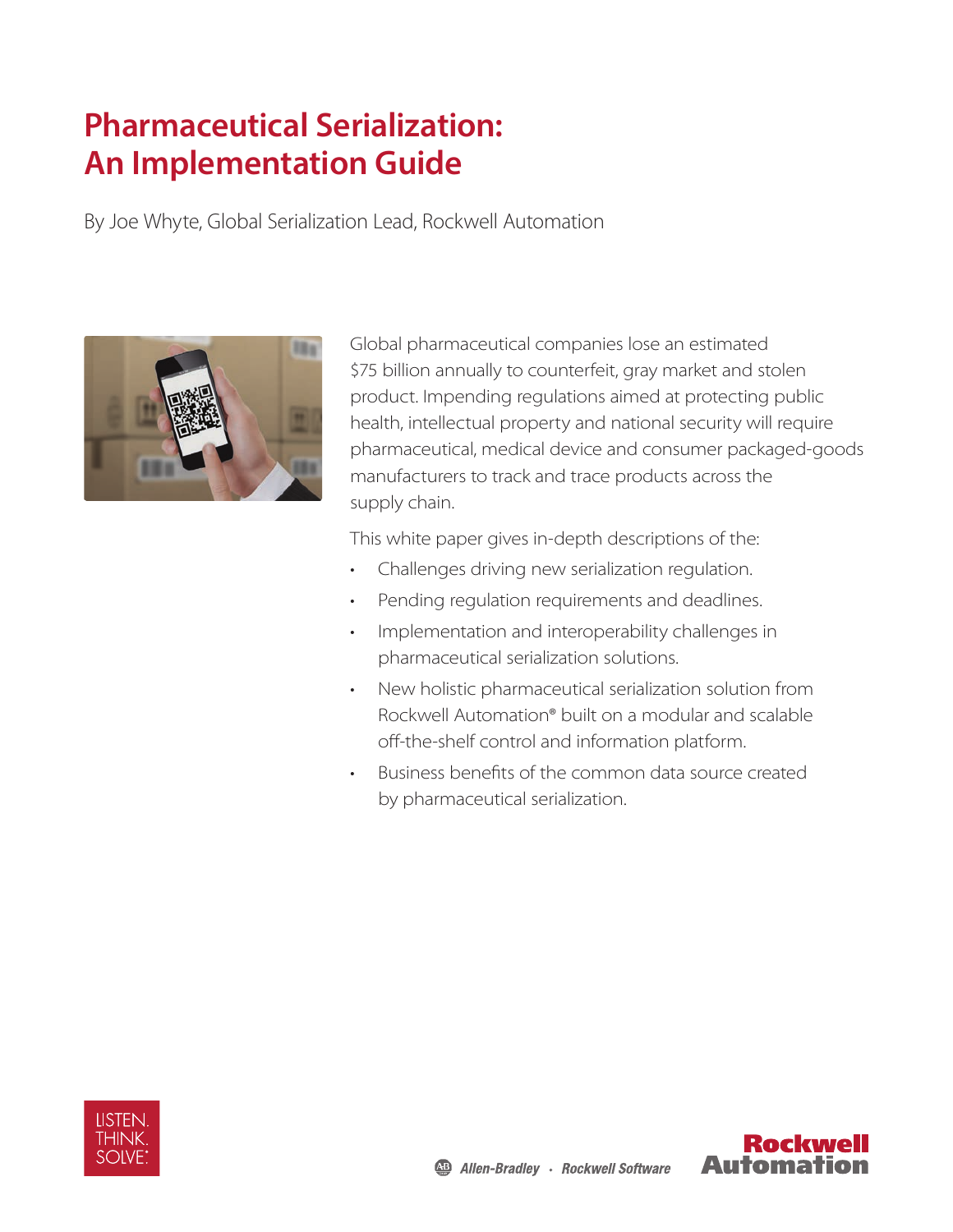# Pharmaceutical Serialization: An Implementation Guide

By Joe Whyte, Global Serialization Lead, Rockwell Automation

Global pharmaceutical companies lose an estimated $75 billion annually to counterfeit, gray market and stolen product. Impending regulations aimed at protecting public health, intellectual property and national security will require pharmaceutical, medical device and consumer packaged-goods manufacturers to track and trace products across the supply chain.

This white paper gives in-depth descriptions of the:

- Challenges driving new serialization regulation.
- Pending regulation requirements and deadlines.
- Implementation and interoperability challenges in pharmaceutical serialization solutions.
- New holistic pharmaceutical serialization solution from Rockwell Automation® built on a modular and scalable off-the-shelf control and information platform.
- Business benefits of the common data source created by pharmaceutical serialization.

LISTEN. THINK. SOLVE.®

Allen-Bradley · Rockwell Software

Rockwell Automation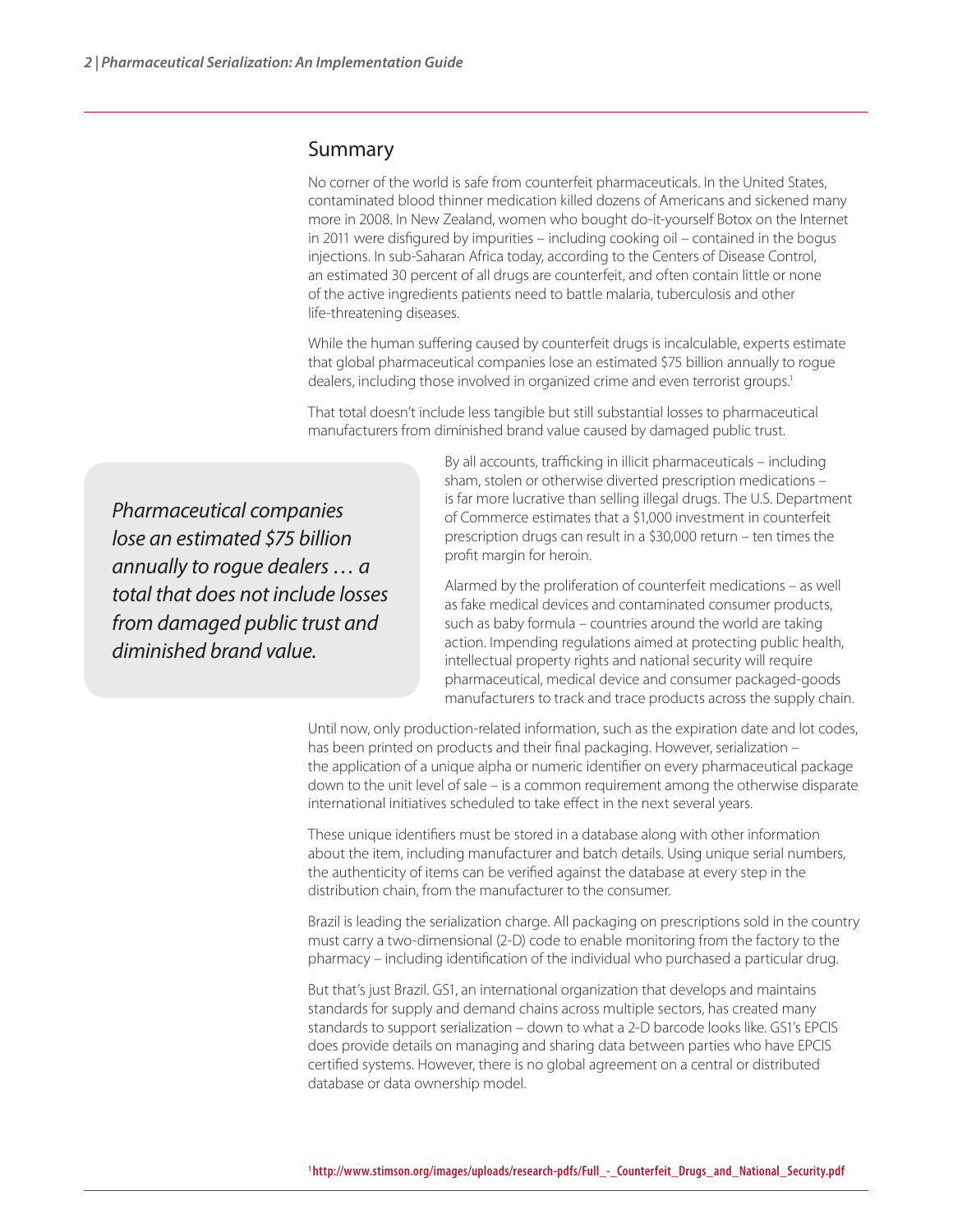## Summary

No corner of the world is safe from counterfeit pharmaceuticals. In the United States, contaminated blood thinner medication killed dozens of Americans and sickened many more in 2008. In New Zealand, women who bought do-it-yourself Botox on the Internet in 2011 were disfigured by impurities – including cooking oil – contained in the bogus injections. In sub-Saharan Africa today, according to the Centers of Disease Control, an estimated 30 percent of all drugs are counterfeit, and often contain little or none of the active ingredients patients need to battle malaria, tuberculosis and other life-threatening diseases.

While the human suffering caused by counterfeit drugs is incalculable, experts estimate that global pharmaceutical companies lose an estimated $75 billion annually to rogue dealers, including those involved in organized crime and even terrorist groups.[1]

That total doesn't include less tangible but still substantial losses to pharmaceutical manufacturers from diminished brand value caused by damaged public trust.

> *Pharmaceutical companies lose an estimated $75 billion annually to rogue dealers … a total that does not include losses from damaged public trust and diminished brand value.*

By all accounts, trafficking in illicit pharmaceuticals – including sham, stolen or otherwise diverted prescription medications – is far more lucrative than selling illegal drugs. The U.S. Department of Commerce estimates that a $1,000 investment in counterfeit prescription drugs can result in a $30,000 return – ten times the profit margin for heroin.

Alarmed by the proliferation of counterfeit medications – as well as fake medical devices and contaminated consumer products, such as baby formula – countries around the world are taking action. Impending regulations aimed at protecting public health, intellectual property rights and national security will require pharmaceutical, medical device and consumer packaged-goods manufacturers to track and trace products across the supply chain.

Until now, only production-related information, such as the expiration date and lot codes, has been printed on products and their final packaging. However, serialization – the application of a unique alpha or numeric identifier on every pharmaceutical package down to the unit level of sale – is a common requirement among the otherwise disparate international initiatives scheduled to take effect in the next several years.

These unique identifiers must be stored in a database along with other information about the item, including manufacturer and batch details. Using unique serial numbers, the authenticity of items can be verified against the database at every step in the distribution chain, from the manufacturer to the consumer.

Brazil is leading the serialization charge. All packaging on prescriptions sold in the country must carry a two-dimensional (2-D) code to enable monitoring from the factory to the pharmacy – including identification of the individual who purchased a particular drug.

But that's just Brazil. GS1, an international organization that develops and maintains standards for supply and demand chains across multiple sectors, has created many standards to support serialization – down to what a 2-D barcode looks like. GS1's EPCIS does provide details on managing and sharing data between parties who have EPCIS certified systems. However, there is no global agreement on a central or distributed database or data ownership model.

[1] **http://www.stimson.org/images/uploads/research-pdfs/Full_-_Counterfeit_Drugs_and_National_Security.pdf**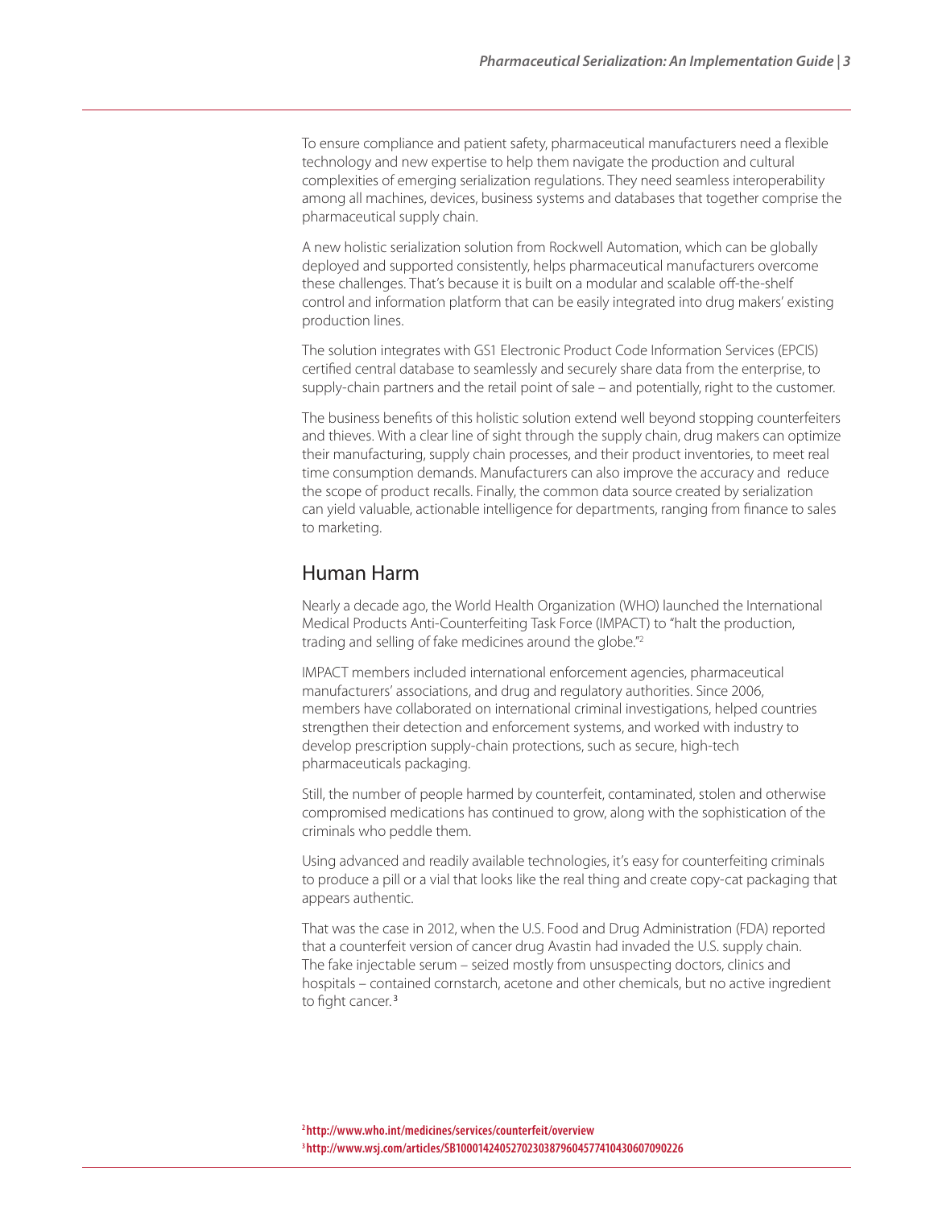To ensure compliance and patient safety, pharmaceutical manufacturers need a flexible technology and new expertise to help them navigate the production and cultural complexities of emerging serialization regulations. They need seamless interoperability among all machines, devices, business systems and databases that together comprise the pharmaceutical supply chain.

A new holistic serialization solution from Rockwell Automation, which can be globally deployed and supported consistently, helps pharmaceutical manufacturers overcome these challenges. That's because it is built on a modular and scalable off-the-shelf control and information platform that can be easily integrated into drug makers' existing production lines.

The solution integrates with GS1 Electronic Product Code Information Services (EPCIS) certified central database to seamlessly and securely share data from the enterprise, to supply-chain partners and the retail point of sale – and potentially, right to the customer.

The business benefits of this holistic solution extend well beyond stopping counterfeiters and thieves. With a clear line of sight through the supply chain, drug makers can optimize their manufacturing, supply chain processes, and their product inventories, to meet real time consumption demands. Manufacturers can also improve the accuracy and reduce the scope of product recalls. Finally, the common data source created by serialization can yield valuable, actionable intelligence for departments, ranging from finance to sales to marketing.

## Human Harm

Nearly a decade ago, the World Health Organization (WHO) launched the International Medical Products Anti-Counterfeiting Task Force (IMPACT) to "halt the production, trading and selling of fake medicines around the globe."[2]

IMPACT members included international enforcement agencies, pharmaceutical manufacturers' associations, and drug and regulatory authorities. Since 2006, members have collaborated on international criminal investigations, helped countries strengthen their detection and enforcement systems, and worked with industry to develop prescription supply-chain protections, such as secure, high-tech pharmaceuticals packaging.

Still, the number of people harmed by counterfeit, contaminated, stolen and otherwise compromised medications has continued to grow, along with the sophistication of the criminals who peddle them.

Using advanced and readily available technologies, it's easy for counterfeiting criminals to produce a pill or a vial that looks like the real thing and create copy-cat packaging that appears authentic.

That was the case in 2012, when the U.S. Food and Drug Administration (FDA) reported that a counterfeit version of cancer drug Avastin had invaded the U.S. supply chain. The fake injectable serum – seized mostly from unsuspecting doctors, clinics and hospitals – contained cornstarch, acetone and other chemicals, but no active ingredient to fight cancer.[3]

[2] **http://www.who.int/medicines/services/counterfeit/overview**
[3] **http://www.wsj.com/articles/SB10001424052702303879604577410430607090226**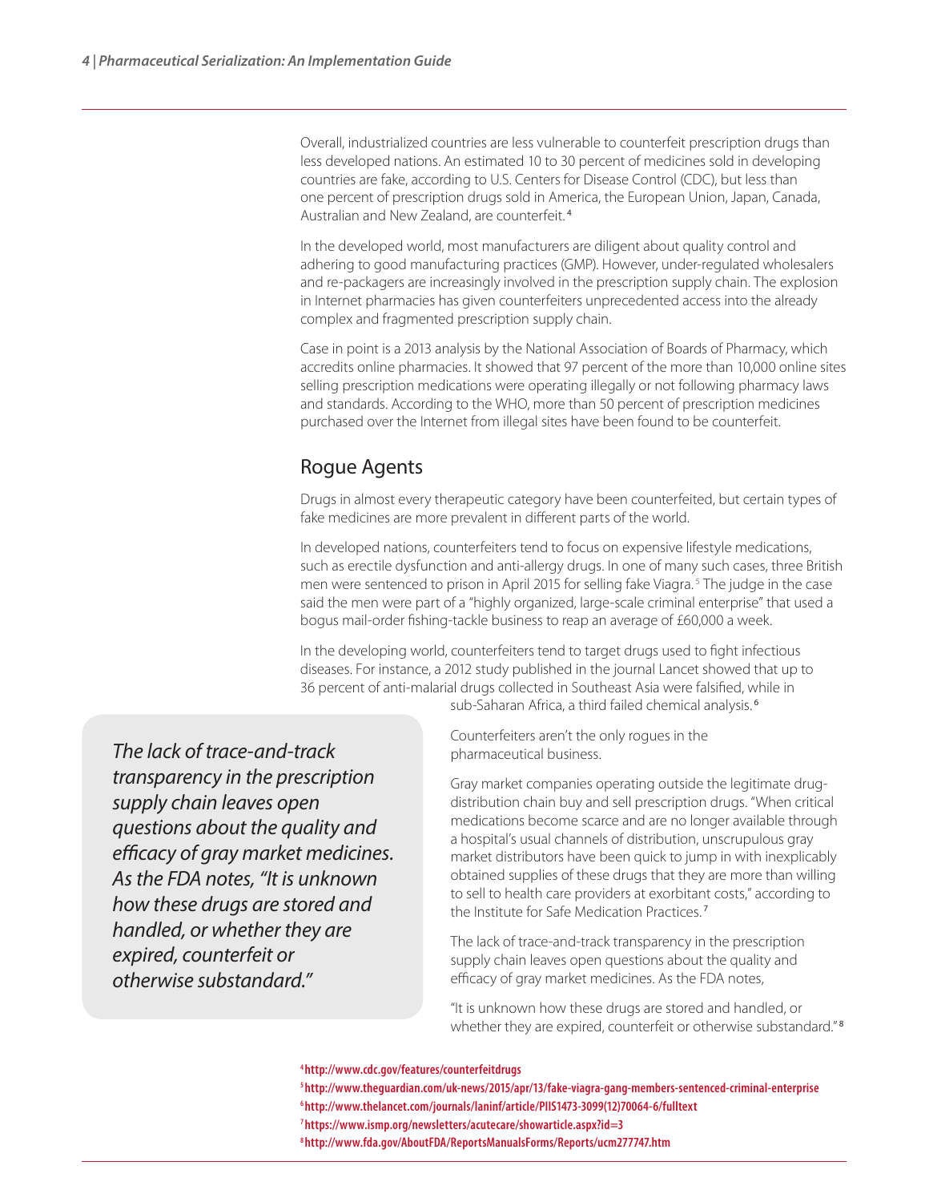Overall, industrialized countries are less vulnerable to counterfeit prescription drugs than less developed nations. An estimated 10 to 30 percent of medicines sold in developing countries are fake, according to U.S. Centers for Disease Control (CDC), but less than one percent of prescription drugs sold in America, the European Union, Japan, Canada, Australian and New Zealand, are counterfeit.[4]

In the developed world, most manufacturers are diligent about quality control and adhering to good manufacturing practices (GMP). However, under-regulated wholesalers and re-packagers are increasingly involved in the prescription supply chain. The explosion in Internet pharmacies has given counterfeiters unprecedented access into the already complex and fragmented prescription supply chain.

Case in point is a 2013 analysis by the National Association of Boards of Pharmacy, which accredits online pharmacies. It showed that 97 percent of the more than 10,000 online sites selling prescription medications were operating illegally or not following pharmacy laws and standards. According to the WHO, more than 50 percent of prescription medicines purchased over the Internet from illegal sites have been found to be counterfeit.

## Rogue Agents

Drugs in almost every therapeutic category have been counterfeited, but certain types of fake medicines are more prevalent in different parts of the world.

In developed nations, counterfeiters tend to focus on expensive lifestyle medications, such as erectile dysfunction and anti-allergy drugs. In one of many such cases, three British men were sentenced to prison in April 2015 for selling fake Viagra.[5] The judge in the case said the men were part of a "highly organized, large-scale criminal enterprise" that used a bogus mail-order fishing-tackle business to reap an average of £60,000 a week.

In the developing world, counterfeiters tend to target drugs used to fight infectious diseases. For instance, a 2012 study published in the journal Lancet showed that up to 36 percent of anti-malarial drugs collected in Southeast Asia were falsified, while in sub-Saharan Africa, a third failed chemical analysis.[6]

Counterfeiters aren't the only rogues in the pharmaceutical business.

Gray market companies operating outside the legitimate drug-distribution chain buy and sell prescription drugs. "When critical medications become scarce and are no longer available through a hospital's usual channels of distribution, unscrupulous gray market distributors have been quick to jump in with inexplicably obtained supplies of these drugs that they are more than willing to sell to health care providers at exorbitant costs," according to the Institute for Safe Medication Practices.[7]

The lack of trace-and-track transparency in the prescription supply chain leaves open questions about the quality and efficacy of gray market medicines. As the FDA notes,

"It is unknown how these drugs are stored and handled, or whether they are expired, counterfeit or otherwise substandard."[8]

*The lack of trace-and-track transparency in the prescription supply chain leaves open questions about the quality and efficacy of gray market medicines. As the FDA notes, "It is unknown how these drugs are stored and handled, or whether they are expired, counterfeit or otherwise substandard."*

[4] http://www.cdc.gov/features/counterfeitdrugs
[5] http://www.theguardian.com/uk-news/2015/apr/13/fake-viagra-gang-members-sentenced-criminal-enterprise
[6] http://www.thelancet.com/journals/laninf/article/PIIS1473-3099(12)70064-6/fulltext
[7] https://www.ismp.org/newsletters/acutecare/showarticle.aspx?id=3
[8] http://www.fda.gov/AboutFDA/ReportsManualsForms/Reports/ucm277747.htm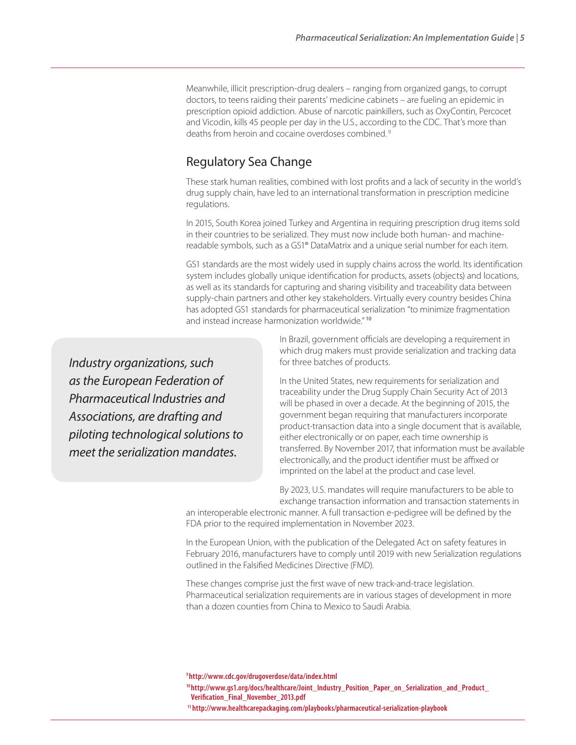Meanwhile, illicit prescription-drug dealers – ranging from organized gangs, to corrupt doctors, to teens raiding their parents' medicine cabinets – are fueling an epidemic in prescription opioid addiction. Abuse of narcotic painkillers, such as OxyContin, Percocet and Vicodin, kills 45 people per day in the U.S., according to the CDC. That's more than deaths from heroin and cocaine overdoses combined.[9]

## Regulatory Sea Change

These stark human realities, combined with lost profits and a lack of security in the world's drug supply chain, have led to an international transformation in prescription medicine regulations.

In 2015, South Korea joined Turkey and Argentina in requiring prescription drug items sold in their countries to be serialized. They must now include both human- and machine-readable symbols, such as a GS1® DataMatrix and a unique serial number for each item.

GS1 standards are the most widely used in supply chains across the world. Its identification system includes globally unique identification for products, assets (objects) and locations, as well as its standards for capturing and sharing visibility and traceability data between supply-chain partners and other key stakeholders. Virtually every country besides China has adopted GS1 standards for pharmaceutical serialization "to minimize fragmentation and instead increase harmonization worldwide."[10]

*Industry organizations, such as the European Federation of Pharmaceutical Industries and Associations, are drafting and piloting technological solutions to meet the serialization mandates.*

In Brazil, government officials are developing a requirement in which drug makers must provide serialization and tracking data for three batches of products.

In the United States, new requirements for serialization and traceability under the Drug Supply Chain Security Act of 2013 will be phased in over a decade. At the beginning of 2015, the government began requiring that manufacturers incorporate product-transaction data into a single document that is available, either electronically or on paper, each time ownership is transferred. By November 2017, that information must be available electronically, and the product identifier must be affixed or imprinted on the label at the product and case level.

By 2023, U.S. mandates will require manufacturers to be able to exchange transaction information and transaction statements in an interoperable electronic manner. A full transaction e-pedigree will be defined by the FDA prior to the required implementation in November 2023.

In the European Union, with the publication of the Delegated Act on safety features in February 2016, manufacturers have to comply until 2019 with new Serialization regulations outlined in the Falsified Medicines Directive (FMD).

These changes comprise just the first wave of new track-and-trace legislation. Pharmaceutical serialization requirements are in various stages of development in more than a dozen counties from China to Mexico to Saudi Arabia.

[9] http://www.cdc.gov/drugoverdose/data/index.html

[10] http://www.gs1.org/docs/healthcare/Joint_Industry_Position_Paper_on_Serialization_and_Product_Verification_Final_November_2013.pdf

[11] http://www.healthcarepackaging.com/playbooks/pharmaceutical-serialization-playbook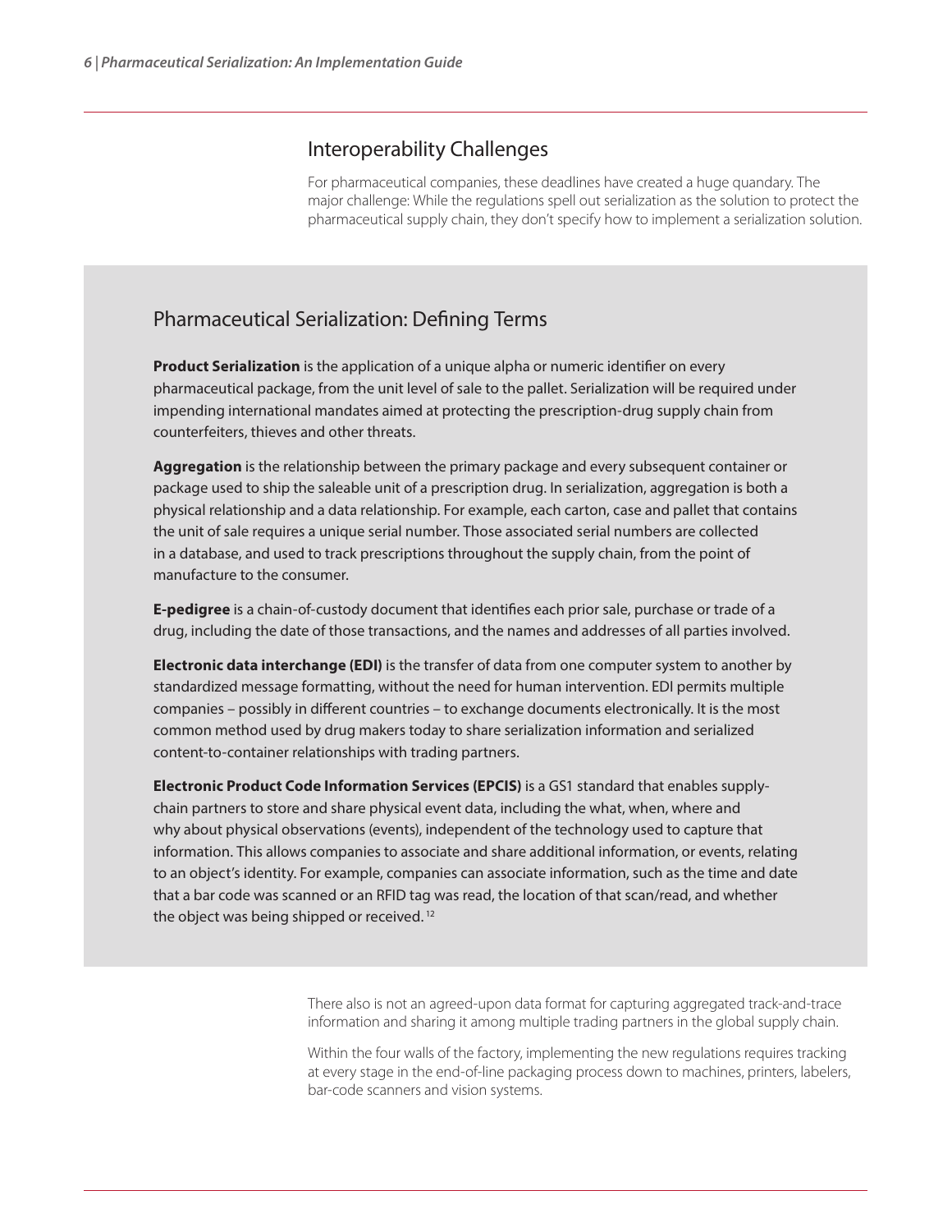## Interoperability Challenges

For pharmaceutical companies, these deadlines have created a huge quandary. The major challenge: While the regulations spell out serialization as the solution to protect the pharmaceutical supply chain, they don't specify how to implement a serialization solution.

### Pharmaceutical Serialization: Defining Terms

**Product Serialization** is the application of a unique alpha or numeric identifier on every pharmaceutical package, from the unit level of sale to the pallet. Serialization will be required under impending international mandates aimed at protecting the prescription-drug supply chain from counterfeiters, thieves and other threats.

**Aggregation** is the relationship between the primary package and every subsequent container or package used to ship the saleable unit of a prescription drug. In serialization, aggregation is both a physical relationship and a data relationship. For example, each carton, case and pallet that contains the unit of sale requires a unique serial number. Those associated serial numbers are collected in a database, and used to track prescriptions throughout the supply chain, from the point of manufacture to the consumer.

**E-pedigree** is a chain-of-custody document that identifies each prior sale, purchase or trade of a drug, including the date of those transactions, and the names and addresses of all parties involved.

**Electronic data interchange (EDI)** is the transfer of data from one computer system to another by standardized message formatting, without the need for human intervention. EDI permits multiple companies – possibly in different countries – to exchange documents electronically. It is the most common method used by drug makers today to share serialization information and serialized content-to-container relationships with trading partners.

**Electronic Product Code Information Services (EPCIS)** is a GS1 standard that enables supply-chain partners to store and share physical event data, including the what, when, where and why about physical observations (events), independent of the technology used to capture that information. This allows companies to associate and share additional information, or events, relating to an object's identity. For example, companies can associate information, such as the time and date that a bar code was scanned or an RFID tag was read, the location of that scan/read, and whether the object was being shipped or received.[12]

There also is not an agreed-upon data format for capturing aggregated track-and-trace information and sharing it among multiple trading partners in the global supply chain.

Within the four walls of the factory, implementing the new regulations requires tracking at every stage in the end-of-line packaging process down to machines, printers, labelers, bar-code scanners and vision systems.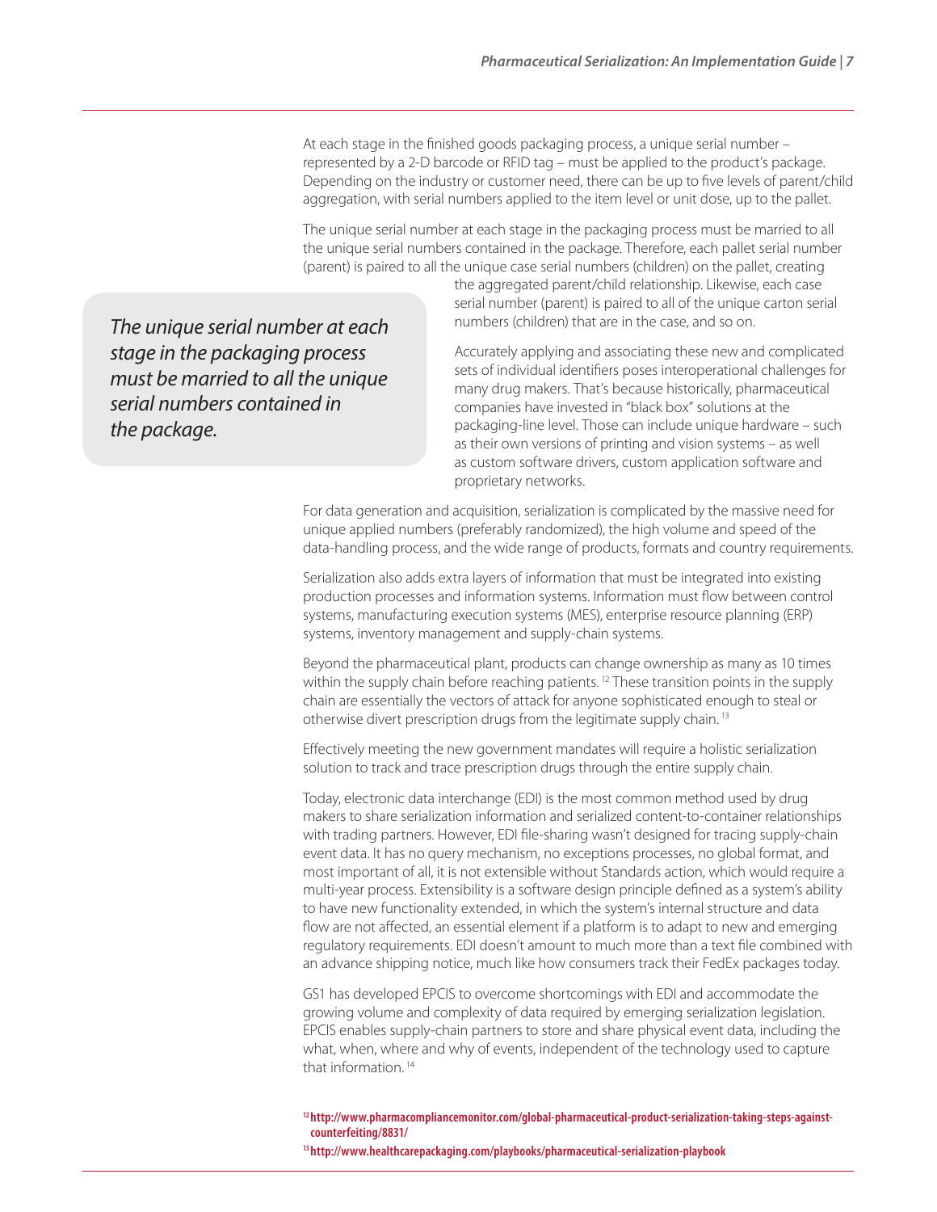At each stage in the finished goods packaging process, a unique serial number – represented by a 2-D barcode or RFID tag – must be applied to the product's package. Depending on the industry or customer need, there can be up to five levels of parent/child aggregation, with serial numbers applied to the item level or unit dose, up to the pallet.

The unique serial number at each stage in the packaging process must be married to all the unique serial numbers contained in the package. Therefore, each pallet serial number (parent) is paired to all the unique case serial numbers (children) on the pallet, creating the aggregated parent/child relationship. Likewise, each case serial number (parent) is paired to all of the unique carton serial numbers (children) that are in the case, and so on.

> *The unique serial number at each stage in the packaging process must be married to all the unique serial numbers contained in the package.*

Accurately applying and associating these new and complicated sets of individual identifiers poses interoperational challenges for many drug makers. That's because historically, pharmaceutical companies have invested in "black box" solutions at the packaging-line level. Those can include unique hardware – such as their own versions of printing and vision systems – as well as custom software drivers, custom application software and proprietary networks.

For data generation and acquisition, serialization is complicated by the massive need for unique applied numbers (preferably randomized), the high volume and speed of the data-handling process, and the wide range of products, formats and country requirements.

Serialization also adds extra layers of information that must be integrated into existing production processes and information systems. Information must flow between control systems, manufacturing execution systems (MES), enterprise resource planning (ERP) systems, inventory management and supply-chain systems.

Beyond the pharmaceutical plant, products can change ownership as many as 10 times within the supply chain before reaching patients. [12] These transition points in the supply chain are essentially the vectors of attack for anyone sophisticated enough to steal or otherwise divert prescription drugs from the legitimate supply chain. [13]

Effectively meeting the new government mandates will require a holistic serialization solution to track and trace prescription drugs through the entire supply chain.

Today, electronic data interchange (EDI) is the most common method used by drug makers to share serialization information and serialized content-to-container relationships with trading partners. However, EDI file-sharing wasn't designed for tracing supply-chain event data. It has no query mechanism, no exceptions processes, no global format, and most important of all, it is not extensible without Standards action, which would require a multi-year process. Extensibility is a software design principle defined as a system's ability to have new functionality extended, in which the system's internal structure and data flow are not affected, an essential element if a platform is to adapt to new and emerging regulatory requirements. EDI doesn't amount to much more than a text file combined with an advance shipping notice, much like how consumers track their FedEx packages today.

GS1 has developed EPCIS to overcome shortcomings with EDI and accommodate the growing volume and complexity of data required by emerging serialization legislation. EPCIS enables supply-chain partners to store and share physical event data, including the what, when, where and why of events, independent of the technology used to capture that information. [14]

---

[12] **http://www.pharmacompliancemonitor.com/global-pharmaceutical-product-serialization-taking-steps-against-counterfeiting/8831/**

[13] **http://www.healthcarepackaging.com/playbooks/pharmaceutical-serialization-playbook**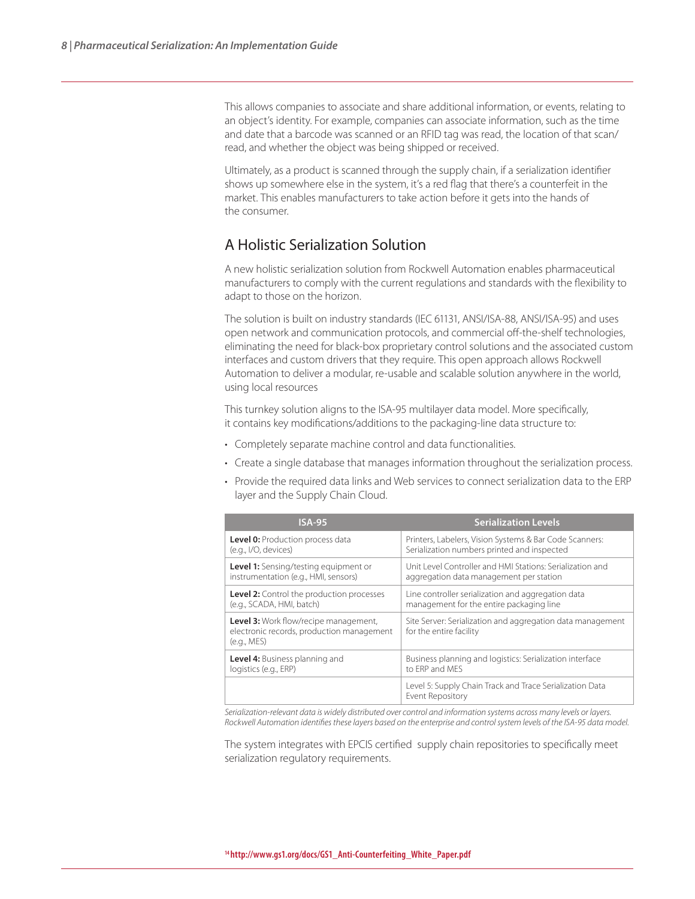This allows companies to associate and share additional information, or events, relating to an object's identity. For example, companies can associate information, such as the time and date that a barcode was scanned or an RFID tag was read, the location of that scan/read, and whether the object was being shipped or received.

Ultimately, as a product is scanned through the supply chain, if a serialization identifier shows up somewhere else in the system, it's a red flag that there's a counterfeit in the market. This enables manufacturers to take action before it gets into the hands of the consumer.

## A Holistic Serialization Solution

A new holistic serialization solution from Rockwell Automation enables pharmaceutical manufacturers to comply with the current regulations and standards with the flexibility to adapt to those on the horizon.

The solution is built on industry standards (IEC 61131, ANSI/ISA-88, ANSI/ISA-95) and uses open network and communication protocols, and commercial off-the-shelf technologies, eliminating the need for black-box proprietary control solutions and the associated custom interfaces and custom drivers that they require. This open approach allows Rockwell Automation to deliver a modular, re-usable and scalable solution anywhere in the world, using local resources

This turnkey solution aligns to the ISA-95 multilayer data model. More specifically, it contains key modifications/additions to the packaging-line data structure to:

- Completely separate machine control and data functionalities.
- Create a single database that manages information throughout the serialization process.
- Provide the required data links and Web services to connect serialization data to the ERP layer and the Supply Chain Cloud.

| ISA-95 | Serialization Levels |
| --- | --- |
| **Level 0:** Production process data (e.g., I/O, devices) | Printers, Labelers, Vision Systems & Bar Code Scanners: Serialization numbers printed and inspected |
| **Level 1:** Sensing/testing equipment or instrumentation (e.g., HMI, sensors) | Unit Level Controller and HMI Stations: Serialization and aggregation data management per station |
| **Level 2:** Control the production processes (e.g., SCADA, HMI, batch) | Line controller serialization and aggregation data management for the entire packaging line |
| **Level 3:** Work flow/recipe management, electronic records, production management (e.g., MES) | Site Server: Serialization and aggregation data management for the entire facility |
| **Level 4:** Business planning and logistics (e.g., ERP) | Business planning and logistics: Serialization interface to ERP and MES |
| | Level 5: Supply Chain Track and Trace Serialization Data Event Repository |

*Serialization-relevant data is widely distributed over control and information systems across many levels or layers. Rockwell Automation identifies these layers based on the enterprise and control system levels of the ISA-95 data model.*

The system integrates with EPCIS certified supply chain repositories to specifically meet serialization regulatory requirements.

[14] http://www.gs1.org/docs/GS1_Anti-Counterfeiting_White_Paper.pdf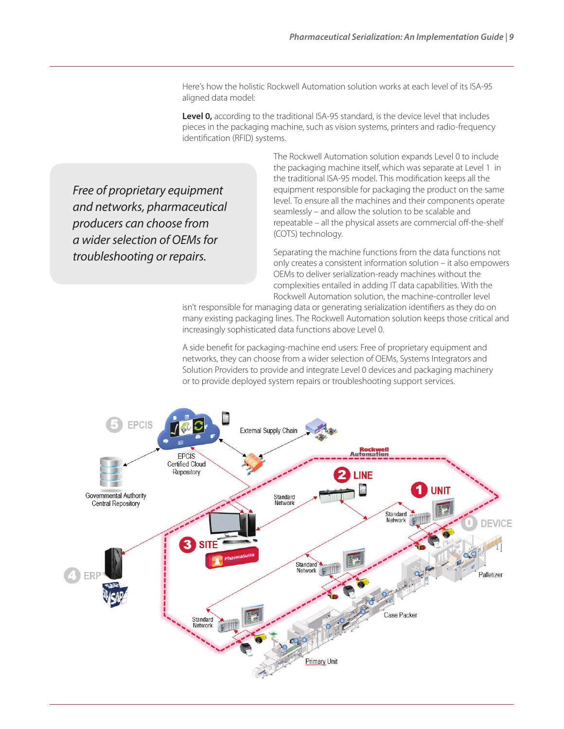Here's how the holistic Rockwell Automation solution works at each level of its ISA-95 aligned data model:

**Level 0,** according to the traditional ISA-95 standard, is the device level that includes pieces in the packaging machine, such as vision systems, printers and radio-frequency identification (RFID) systems.

> *Free of proprietary equipment and networks, pharmaceutical producers can choose from a wider selection of OEMs for troubleshooting or repairs.*

The Rockwell Automation solution expands Level 0 to include the packaging machine itself, which was separate at Level 1 in the traditional ISA-95 model. This modification keeps all the equipment responsible for packaging the product on the same level. To ensure all the machines and their components operate seamlessly – and allow the solution to be scalable and repeatable – all the physical assets are commercial off-the-shelf (COTS) technology.

Separating the machine functions from the data functions not only creates a consistent information solution – it also empowers OEMs to deliver serialization-ready machines without the complexities entailed in adding IT data capabilities. With the Rockwell Automation solution, the machine-controller level isn't responsible for managing data or generating serialization identifiers as they do on many existing packaging lines. The Rockwell Automation solution keeps those critical and increasingly sophisticated data functions above Level 0.

A side benefit for packaging-machine end users: Free of proprietary equipment and networks, they can choose from a wider selection of OEMs, Systems Integrators and Solution Providers to provide and integrate Level 0 devices and packaging machinery or to provide deployed system repairs or troubleshooting support services.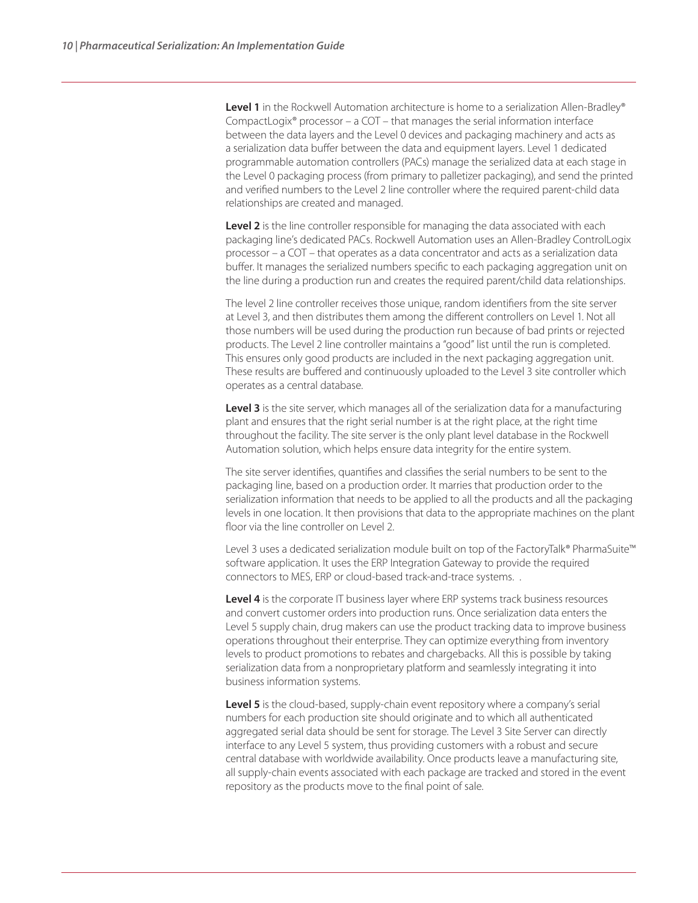**Level 1** in the Rockwell Automation architecture is home to a serialization Allen-Bradley® CompactLogix® processor – a COT – that manages the serial information interface between the data layers and the Level 0 devices and packaging machinery and acts as a serialization data buffer between the data and equipment layers. Level 1 dedicated programmable automation controllers (PACs) manage the serialized data at each stage in the Level 0 packaging process (from primary to palletizer packaging), and send the printed and verified numbers to the Level 2 line controller where the required parent-child data relationships are created and managed.

**Level 2** is the line controller responsible for managing the data associated with each packaging line's dedicated PACs. Rockwell Automation uses an Allen-Bradley ControlLogix processor – a COT – that operates as a data concentrator and acts as a serialization data buffer. It manages the serialized numbers specific to each packaging aggregation unit on the line during a production run and creates the required parent/child data relationships.

The level 2 line controller receives those unique, random identifiers from the site server at Level 3, and then distributes them among the different controllers on Level 1. Not all those numbers will be used during the production run because of bad prints or rejected products. The Level 2 line controller maintains a "good" list until the run is completed. This ensures only good products are included in the next packaging aggregation unit. These results are buffered and continuously uploaded to the Level 3 site controller which operates as a central database.

**Level 3** is the site server, which manages all of the serialization data for a manufacturing plant and ensures that the right serial number is at the right place, at the right time throughout the facility. The site server is the only plant level database in the Rockwell Automation solution, which helps ensure data integrity for the entire system.

The site server identifies, quantifies and classifies the serial numbers to be sent to the packaging line, based on a production order. It marries that production order to the serialization information that needs to be applied to all the products and all the packaging levels in one location. It then provisions that data to the appropriate machines on the plant floor via the line controller on Level 2.

Level 3 uses a dedicated serialization module built on top of the FactoryTalk® PharmaSuite™ software application. It uses the ERP Integration Gateway to provide the required connectors to MES, ERP or cloud-based track-and-trace systems. .

**Level 4** is the corporate IT business layer where ERP systems track business resources and convert customer orders into production runs. Once serialization data enters the Level 5 supply chain, drug makers can use the product tracking data to improve business operations throughout their enterprise. They can optimize everything from inventory levels to product promotions to rebates and chargebacks. All this is possible by taking serialization data from a nonproprietary platform and seamlessly integrating it into business information systems.

**Level 5** is the cloud-based, supply-chain event repository where a company's serial numbers for each production site should originate and to which all authenticated aggregated serial data should be sent for storage. The Level 3 Site Server can directly interface to any Level 5 system, thus providing customers with a robust and secure central database with worldwide availability. Once products leave a manufacturing site, all supply-chain events associated with each package are tracked and stored in the event repository as the products move to the final point of sale.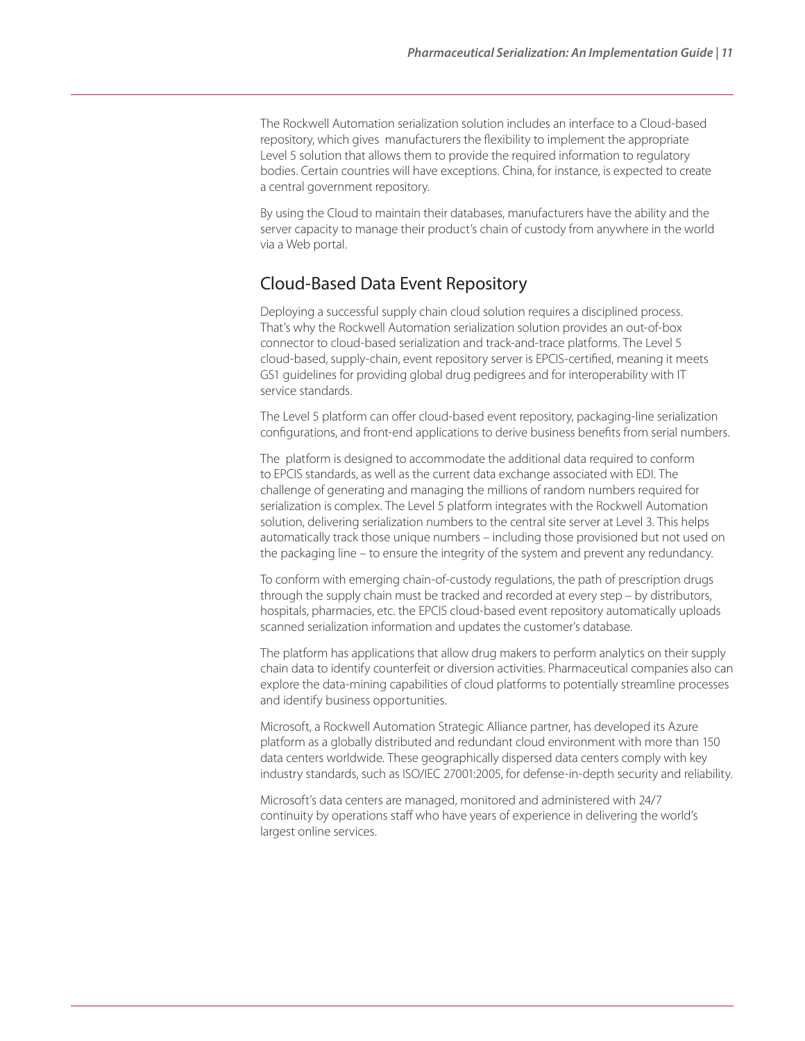The Rockwell Automation serialization solution includes an interface to a Cloud-based repository, which gives manufacturers the flexibility to implement the appropriate Level 5 solution that allows them to provide the required information to regulatory bodies. Certain countries will have exceptions. China, for instance, is expected to create a central government repository.

By using the Cloud to maintain their databases, manufacturers have the ability and the server capacity to manage their product's chain of custody from anywhere in the world via a Web portal.

## Cloud-Based Data Event Repository

Deploying a successful supply chain cloud solution requires a disciplined process. That's why the Rockwell Automation serialization solution provides an out-of-box connector to cloud-based serialization and track-and-trace platforms. The Level 5 cloud-based, supply-chain, event repository server is EPCIS-certified, meaning it meets GS1 guidelines for providing global drug pedigrees and for interoperability with IT service standards.

The Level 5 platform can offer cloud-based event repository, packaging-line serialization configurations, and front-end applications to derive business benefits from serial numbers.

The platform is designed to accommodate the additional data required to conform to EPCIS standards, as well as the current data exchange associated with EDI. The challenge of generating and managing the millions of random numbers required for serialization is complex. The Level 5 platform integrates with the Rockwell Automation solution, delivering serialization numbers to the central site server at Level 3. This helps automatically track those unique numbers – including those provisioned but not used on the packaging line – to ensure the integrity of the system and prevent any redundancy.

To conform with emerging chain-of-custody regulations, the path of prescription drugs through the supply chain must be tracked and recorded at every step – by distributors, hospitals, pharmacies, etc. the EPCIS cloud-based event repository automatically uploads scanned serialization information and updates the customer's database.

The platform has applications that allow drug makers to perform analytics on their supply chain data to identify counterfeit or diversion activities. Pharmaceutical companies also can explore the data-mining capabilities of cloud platforms to potentially streamline processes and identify business opportunities.

Microsoft, a Rockwell Automation Strategic Alliance partner, has developed its Azure platform as a globally distributed and redundant cloud environment with more than 150 data centers worldwide. These geographically dispersed data centers comply with key industry standards, such as ISO/IEC 27001:2005, for defense-in-depth security and reliability.

Microsoft's data centers are managed, monitored and administered with 24/7 continuity by operations staff who have years of experience in delivering the world's largest online services.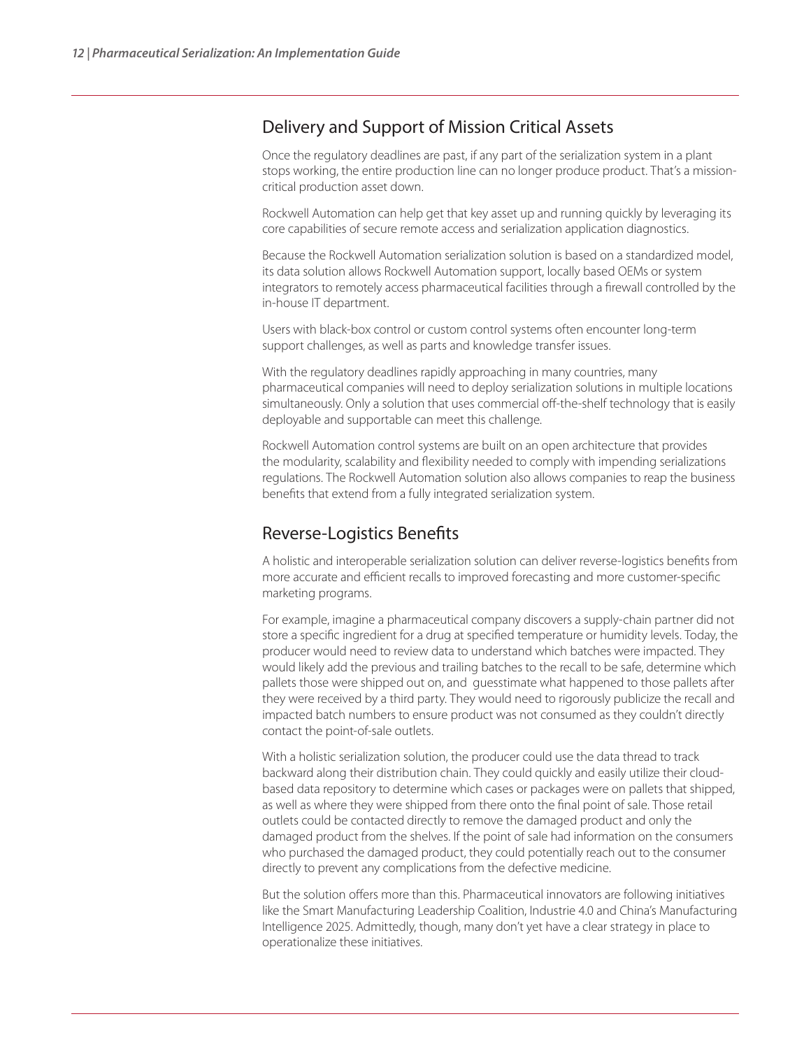## Delivery and Support of Mission Critical Assets

Once the regulatory deadlines are past, if any part of the serialization system in a plant stops working, the entire production line can no longer produce product. That's a mission-critical production asset down.

Rockwell Automation can help get that key asset up and running quickly by leveraging its core capabilities of secure remote access and serialization application diagnostics.

Because the Rockwell Automation serialization solution is based on a standardized model, its data solution allows Rockwell Automation support, locally based OEMs or system integrators to remotely access pharmaceutical facilities through a firewall controlled by the in-house IT department.

Users with black-box control or custom control systems often encounter long-term support challenges, as well as parts and knowledge transfer issues.

With the regulatory deadlines rapidly approaching in many countries, many pharmaceutical companies will need to deploy serialization solutions in multiple locations simultaneously. Only a solution that uses commercial off-the-shelf technology that is easily deployable and supportable can meet this challenge.

Rockwell Automation control systems are built on an open architecture that provides the modularity, scalability and flexibility needed to comply with impending serializations regulations. The Rockwell Automation solution also allows companies to reap the business benefits that extend from a fully integrated serialization system.

## Reverse-Logistics Benefits

A holistic and interoperable serialization solution can deliver reverse-logistics benefits from more accurate and efficient recalls to improved forecasting and more customer-specific marketing programs.

For example, imagine a pharmaceutical company discovers a supply-chain partner did not store a specific ingredient for a drug at specified temperature or humidity levels. Today, the producer would need to review data to understand which batches were impacted. They would likely add the previous and trailing batches to the recall to be safe, determine which pallets those were shipped out on, and guesstimate what happened to those pallets after they were received by a third party. They would need to rigorously publicize the recall and impacted batch numbers to ensure product was not consumed as they couldn't directly contact the point-of-sale outlets.

With a holistic serialization solution, the producer could use the data thread to track backward along their distribution chain. They could quickly and easily utilize their cloud-based data repository to determine which cases or packages were on pallets that shipped, as well as where they were shipped from there onto the final point of sale. Those retail outlets could be contacted directly to remove the damaged product and only the damaged product from the shelves. If the point of sale had information on the consumers who purchased the damaged product, they could potentially reach out to the consumer directly to prevent any complications from the defective medicine.

But the solution offers more than this. Pharmaceutical innovators are following initiatives like the Smart Manufacturing Leadership Coalition, Industrie 4.0 and China's Manufacturing Intelligence 2025. Admittedly, though, many don't yet have a clear strategy in place to operationalize these initiatives.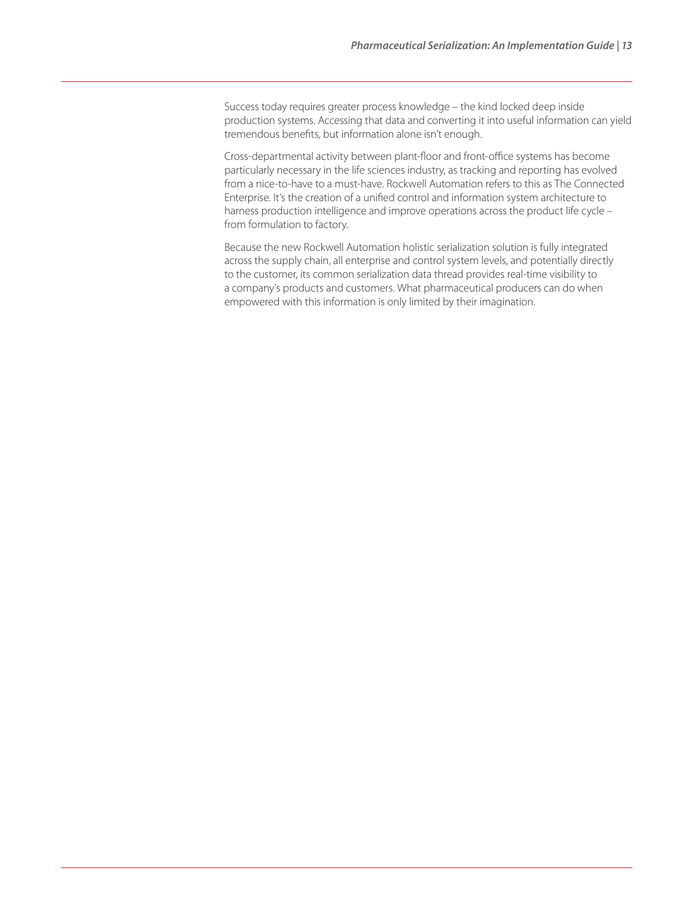Success today requires greater process knowledge – the kind locked deep inside production systems. Accessing that data and converting it into useful information can yield tremendous benefits, but information alone isn't enough.

Cross-departmental activity between plant-floor and front-office systems has become particularly necessary in the life sciences industry, as tracking and reporting has evolved from a nice-to-have to a must-have. Rockwell Automation refers to this as The Connected Enterprise. It's the creation of a unified control and information system architecture to harness production intelligence and improve operations across the product life cycle – from formulation to factory.

Because the new Rockwell Automation holistic serialization solution is fully integrated across the supply chain, all enterprise and control system levels, and potentially directly to the customer, its common serialization data thread provides real-time visibility to a company's products and customers. What pharmaceutical producers can do when empowered with this information is only limited by their imagination.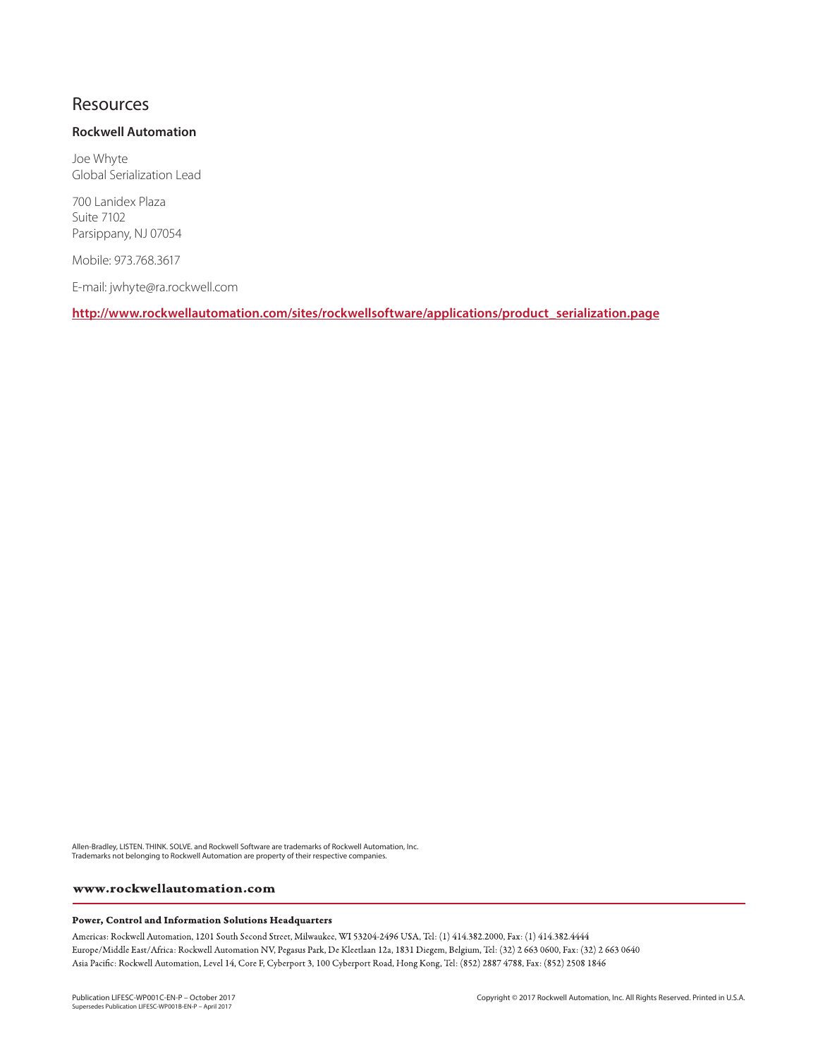## Resources

### Rockwell Automation

Joe Whyte
Global Serialization Lead

700 Lanidex Plaza
Suite 7102
Parsippany, NJ 07054

Mobile: 973.768.3617

E-mail: jwhyte@ra.rockwell.com

**http://www.rockwellautomation.com/sites/rockwellsoftware/applications/product_serialization.page**

Allen-Bradley, LISTEN. THINK. SOLVE. and Rockwell Software are trademarks of Rockwell Automation, Inc.
Trademarks not belonging to Rockwell Automation are property of their respective companies.

**www.rockwellautomation.com**

**Power, Control and Information Solutions Headquarters**

Americas: Rockwell Automation, 1201 South Second Street, Milwaukee, WI 53204-2496 USA, Tel: (1) 414.382.2000, Fax: (1) 414.382.4444
Europe/Middle East/Africa: Rockwell Automation NV, Pegasus Park, De Kleetlaan 12a, 1831 Diegem, Belgium, Tel: (32) 2 663 0600, Fax: (32) 2 663 0640
Asia Pacific: Rockwell Automation, Level 14, Core F, Cyberport 3, 100 Cyberport Road, Hong Kong, Tel: (852) 2887 4788, Fax: (852) 2508 1846

Publication LIFESC-WP001C-EN-P – October 2017
Supersedes Publication LIFESC-WP001B-EN-P – April 2017

Copyright © 2017 Rockwell Automation, Inc. All Rights Reserved. Printed in U.S.A.